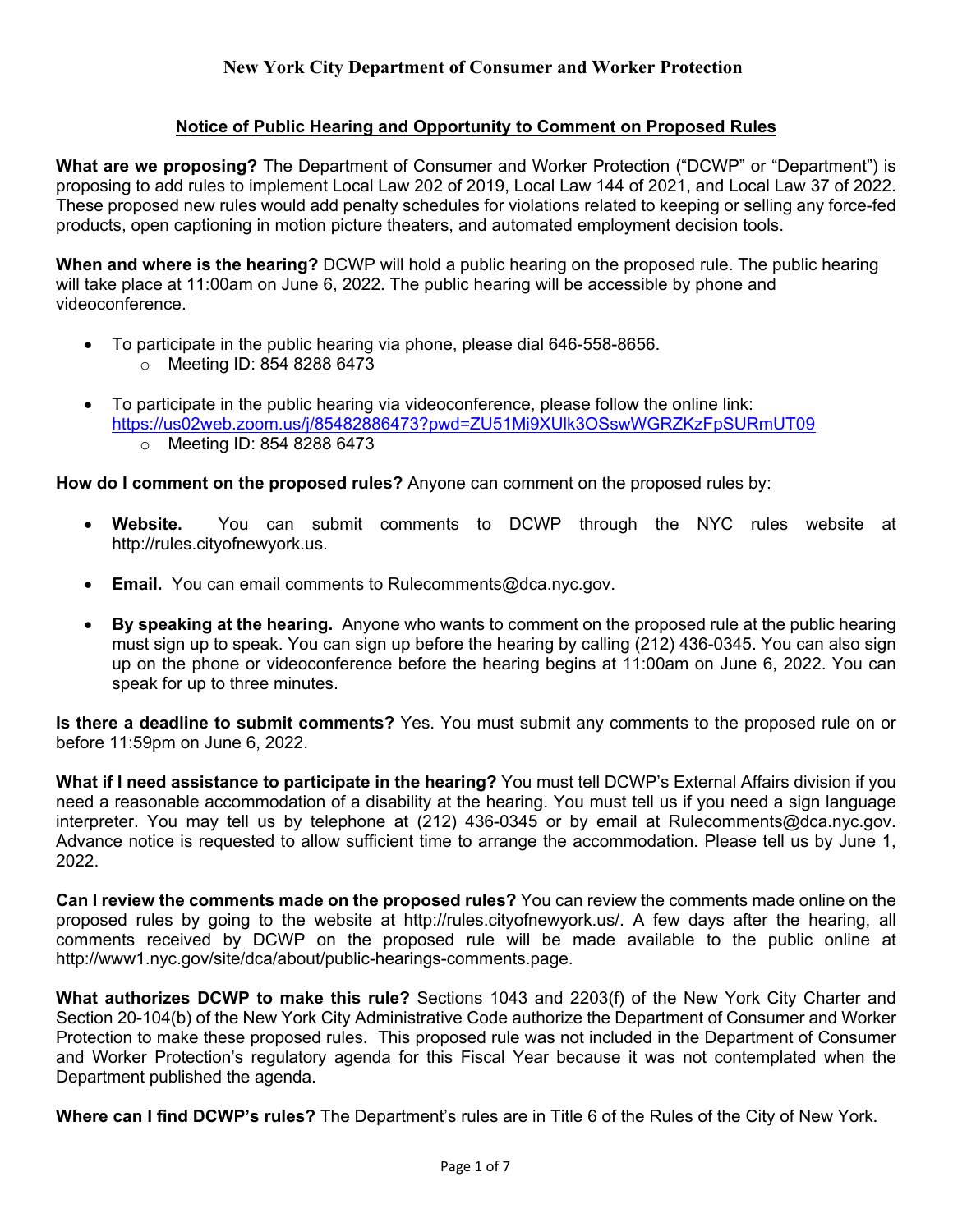# New York City Department of Consumer and Worker Protection

## Notice of Public Hearing and Opportunity to Comment on Proposed Rules

**What are we proposing?** The Department of Consumer and Worker Protection ("DCWP" or "Department") is proposing to add rules to implement Local Law 202 of 2019, Local Law 144 of 2021, and Local Law 37 of 2022. These proposed new rules would add penalty schedules for violations related to keeping or selling any force-fed products, open captioning in motion picture theaters, and automated employment decision tools.

**When and where is the hearing?** DCWP will hold a public hearing on the proposed rule. The public hearing will take place at 11:00am on June 6, 2022. The public hearing will be accessible by phone and videoconference.

- To participate in the public hearing via phone, please dial 646-558-8656.
  - Meeting ID: 854 8288 6473
- To participate in the public hearing via videoconference, please follow the online link: https://us02web.zoom.us/j/85482886473?pwd=ZU51Mi9XUlk3OSswWGRZKzFpSURmUT09
  - Meeting ID: 854 8288 6473

**How do I comment on the proposed rules?** Anyone can comment on the proposed rules by:

- **Website.** You can submit comments to DCWP through the NYC rules website at http://rules.cityofnewyork.us.
- **Email.** You can email comments to Rulecomments@dca.nyc.gov.
- **By speaking at the hearing.** Anyone who wants to comment on the proposed rule at the public hearing must sign up to speak. You can sign up before the hearing by calling (212) 436-0345. You can also sign up on the phone or videoconference before the hearing begins at 11:00am on June 6, 2022. You can speak for up to three minutes.

**Is there a deadline to submit comments?** Yes. You must submit any comments to the proposed rule on or before 11:59pm on June 6, 2022.

**What if I need assistance to participate in the hearing?** You must tell DCWP's External Affairs division if you need a reasonable accommodation of a disability at the hearing. You must tell us if you need a sign language interpreter. You may tell us by telephone at (212) 436-0345 or by email at Rulecomments@dca.nyc.gov. Advance notice is requested to allow sufficient time to arrange the accommodation. Please tell us by June 1, 2022.

**Can I review the comments made on the proposed rules?** You can review the comments made online on the proposed rules by going to the website at http://rules.cityofnewyork.us/. A few days after the hearing, all comments received by DCWP on the proposed rule will be made available to the public online at http://www1.nyc.gov/site/dca/about/public-hearings-comments.page.

**What authorizes DCWP to make this rule?** Sections 1043 and 2203(f) of the New York City Charter and Section 20-104(b) of the New York City Administrative Code authorize the Department of Consumer and Worker Protection to make these proposed rules. This proposed rule was not included in the Department of Consumer and Worker Protection's regulatory agenda for this Fiscal Year because it was not contemplated when the Department published the agenda.

**Where can I find DCWP's rules?** The Department's rules are in Title 6 of the Rules of the City of New York.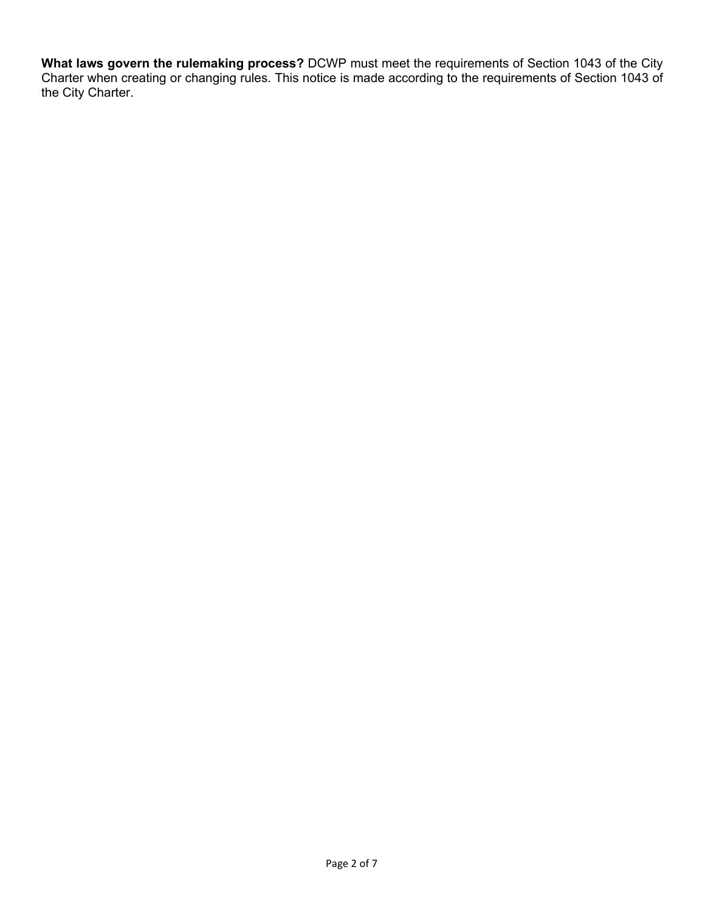**What laws govern the rulemaking process?** DCWP must meet the requirements of Section 1043 of the City Charter when creating or changing rules. This notice is made according to the requirements of Section 1043 of the City Charter.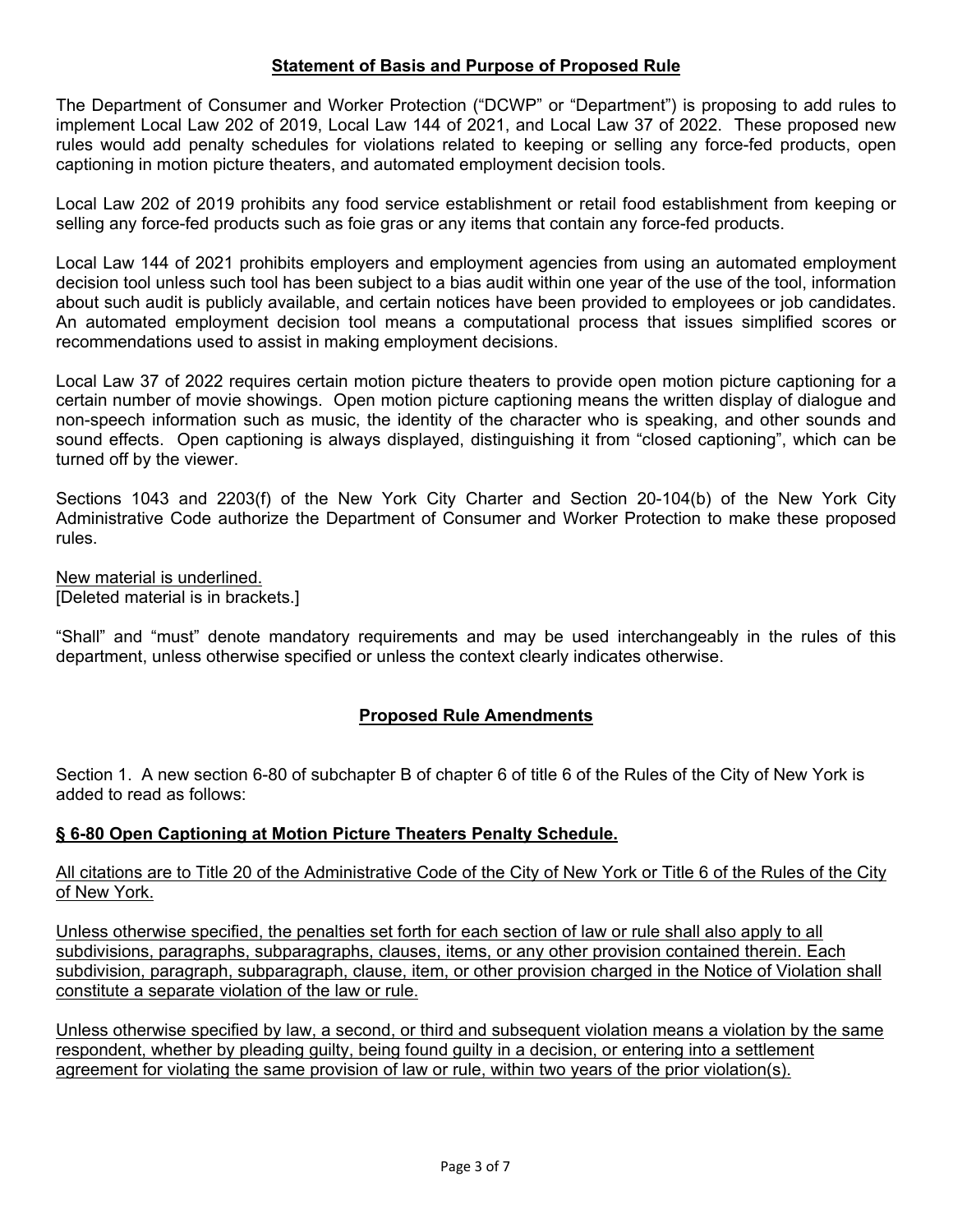## **Statement of Basis and Purpose of Proposed Rule**

The Department of Consumer and Worker Protection ("DCWP" or "Department") is proposing to add rules to implement Local Law 202 of 2019, Local Law 144 of 2021, and Local Law 37 of 2022. These proposed new rules would add penalty schedules for violations related to keeping or selling any force-fed products, open captioning in motion picture theaters, and automated employment decision tools.

Local Law 202 of 2019 prohibits any food service establishment or retail food establishment from keeping or selling any force-fed products such as foie gras or any items that contain any force-fed products.

Local Law 144 of 2021 prohibits employers and employment agencies from using an automated employment decision tool unless such tool has been subject to a bias audit within one year of the use of the tool, information about such audit is publicly available, and certain notices have been provided to employees or job candidates. An automated employment decision tool means a computational process that issues simplified scores or recommendations used to assist in making employment decisions.

Local Law 37 of 2022 requires certain motion picture theaters to provide open motion picture captioning for a certain number of movie showings. Open motion picture captioning means the written display of dialogue and non-speech information such as music, the identity of the character who is speaking, and other sounds and sound effects. Open captioning is always displayed, distinguishing it from "closed captioning", which can be turned off by the viewer.

Sections 1043 and 2203(f) of the New York City Charter and Section 20-104(b) of the New York City Administrative Code authorize the Department of Consumer and Worker Protection to make these proposed rules.

New material is underlined.
[Deleted material is in brackets.]

"Shall" and "must" denote mandatory requirements and may be used interchangeably in the rules of this department, unless otherwise specified or unless the context clearly indicates otherwise.

## **Proposed Rule Amendments**

Section 1. A new section 6-80 of subchapter B of chapter 6 of title 6 of the Rules of the City of New York is added to read as follows:

### **§ 6-80 Open Captioning at Motion Picture Theaters Penalty Schedule.**

All citations are to Title 20 of the Administrative Code of the City of New York or Title 6 of the Rules of the City of New York.

Unless otherwise specified, the penalties set forth for each section of law or rule shall also apply to all subdivisions, paragraphs, subparagraphs, clauses, items, or any other provision contained therein. Each subdivision, paragraph, subparagraph, clause, item, or other provision charged in the Notice of Violation shall constitute a separate violation of the law or rule.

Unless otherwise specified by law, a second, or third and subsequent violation means a violation by the same respondent, whether by pleading guilty, being found guilty in a decision, or entering into a settlement agreement for violating the same provision of law or rule, within two years of the prior violation(s).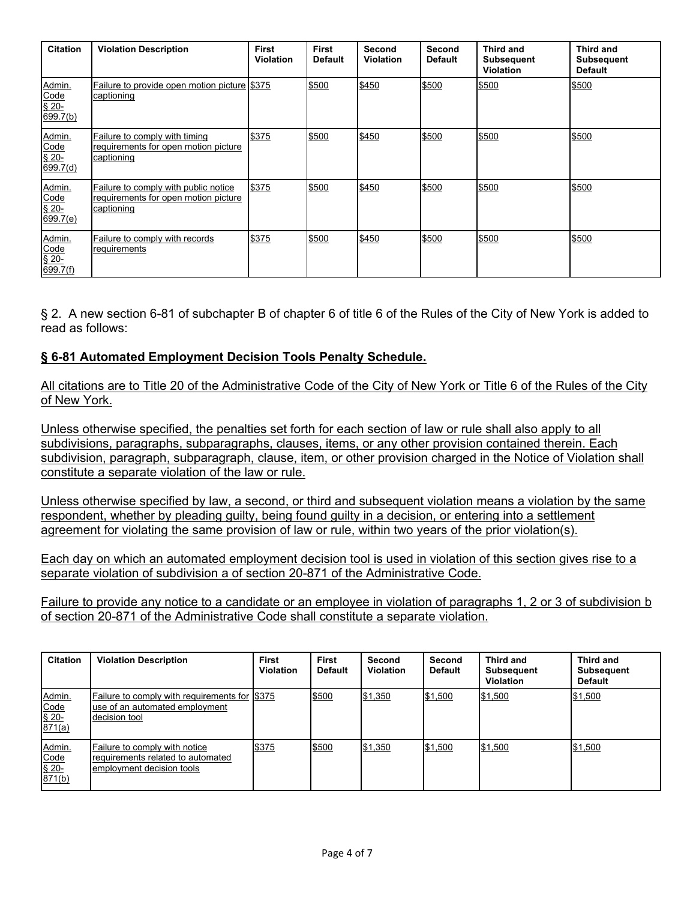| Citation | Violation Description | First Violation | First Default | Second Violation | Second Default | Third and Subsequent Violation | Third and Subsequent Default |
|---|---|---|---|---|---|---|---|
| Admin. Code § 20-699.7(b) | Failure to provide open motion picture captioning | $375 | $500 | $450 | $500 | $500 | $500 |
| Admin. Code § 20-699.7(d) | Failure to comply with timing requirements for open motion picture captioning | $375 | $500 | $450 | $500 | $500 | $500 |
| Admin. Code § 20-699.7(e) | Failure to comply with public notice requirements for open motion picture captioning | $375 | $500 | $450 | $500 | $500 | $500 |
| Admin. Code § 20-699.7(f) | Failure to comply with records requirements | $375 | $500 | $450 | $500 | $500 | $500 |

§ 2. A new section 6-81 of subchapter B of chapter 6 of title 6 of the Rules of the City of New York is added to read as follows:

**§ 6-81 Automated Employment Decision Tools Penalty Schedule.**

All citations are to Title 20 of the Administrative Code of the City of New York or Title 6 of the Rules of the City of New York.

Unless otherwise specified, the penalties set forth for each section of law or rule shall also apply to all subdivisions, paragraphs, subparagraphs, clauses, items, or any other provision contained therein. Each subdivision, paragraph, subparagraph, clause, item, or other provision charged in the Notice of Violation shall constitute a separate violation of the law or rule.

Unless otherwise specified by law, a second, or third and subsequent violation means a violation by the same respondent, whether by pleading guilty, being found guilty in a decision, or entering into a settlement agreement for violating the same provision of law or rule, within two years of the prior violation(s).

Each day on which an automated employment decision tool is used in violation of this section gives rise to a separate violation of subdivision a of section 20-871 of the Administrative Code.

Failure to provide any notice to a candidate or an employee in violation of paragraphs 1, 2 or 3 of subdivision b of section 20-871 of the Administrative Code shall constitute a separate violation.

| Citation | Violation Description | First Violation | First Default | Second Violation | Second Default | Third and Subsequent Violation | Third and Subsequent Default |
|---|---|---|---|---|---|---|---|
| Admin. Code § 20-871(a) | Failure to comply with requirements for use of an automated employment decision tool | $375 | $500 | $1,350 | $1,500 | $1,500 | $1,500 |
| Admin. Code § 20-871(b) | Failure to comply with notice requirements related to automated employment decision tools | $375 | $500 | $1,350 | $1,500 | $1,500 | $1,500 |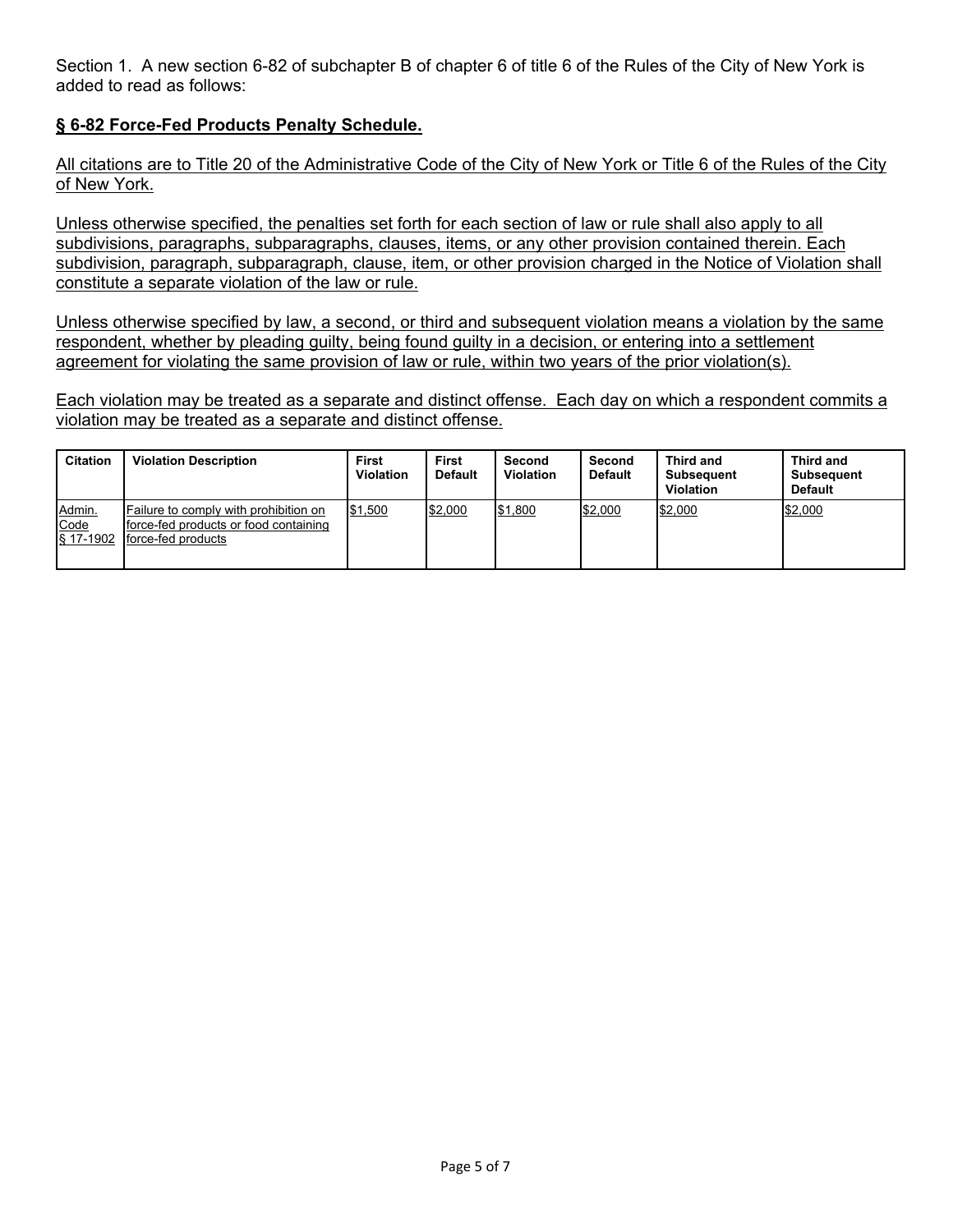Section 1. A new section 6-82 of subchapter B of chapter 6 of title 6 of the Rules of the City of New York is added to read as follows:

**§ 6-82 Force-Fed Products Penalty Schedule.**

All citations are to Title 20 of the Administrative Code of the City of New York or Title 6 of the Rules of the City of New York.

Unless otherwise specified, the penalties set forth for each section of law or rule shall also apply to all subdivisions, paragraphs, subparagraphs, clauses, items, or any other provision contained therein. Each subdivision, paragraph, subparagraph, clause, item, or other provision charged in the Notice of Violation shall constitute a separate violation of the law or rule.

Unless otherwise specified by law, a second, or third and subsequent violation means a violation by the same respondent, whether by pleading guilty, being found guilty in a decision, or entering into a settlement agreement for violating the same provision of law or rule, within two years of the prior violation(s).

Each violation may be treated as a separate and distinct offense. Each day on which a respondent commits a violation may be treated as a separate and distinct offense.

| Citation | Violation Description | First Violation | First Default | Second Violation | Second Default | Third and Subsequent Violation | Third and Subsequent Default |
|---|---|---|---|---|---|---|---|
| Admin. Code § 17-1902 | Failure to comply with prohibition on force-fed products or food containing force-fed products | $1,500 | $2,000 | $1,800 | $2,000 | $2,000 | $2,000 |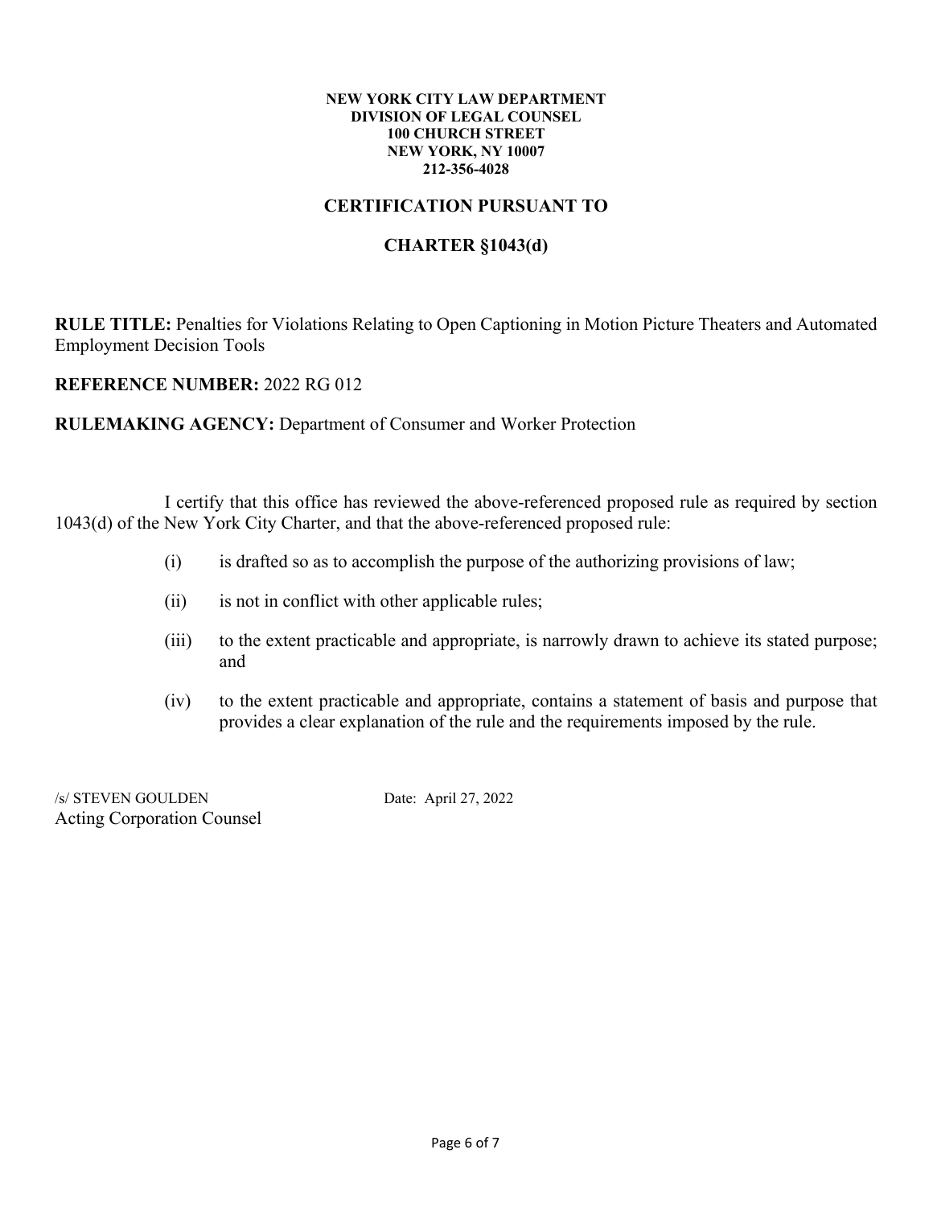**NEW YORK CITY LAW DEPARTMENT**
**DIVISION OF LEGAL COUNSEL**
**100 CHURCH STREET**
**NEW YORK, NY 10007**
**212-356-4028**

## CERTIFICATION PURSUANT TO

## CHARTER §1043(d)

**RULE TITLE:** Penalties for Violations Relating to Open Captioning in Motion Picture Theaters and Automated Employment Decision Tools

**REFERENCE NUMBER:** 2022 RG 012

**RULEMAKING AGENCY:** Department of Consumer and Worker Protection

I certify that this office has reviewed the above-referenced proposed rule as required by section 1043(d) of the New York City Charter, and that the above-referenced proposed rule:

(i) is drafted so as to accomplish the purpose of the authorizing provisions of law;

(ii) is not in conflict with other applicable rules;

(iii) to the extent practicable and appropriate, is narrowly drawn to achieve its stated purpose; and

(iv) to the extent practicable and appropriate, contains a statement of basis and purpose that provides a clear explanation of the rule and the requirements imposed by the rule.

/s/ STEVEN GOULDEN
Acting Corporation Counsel

Date: April 27, 2022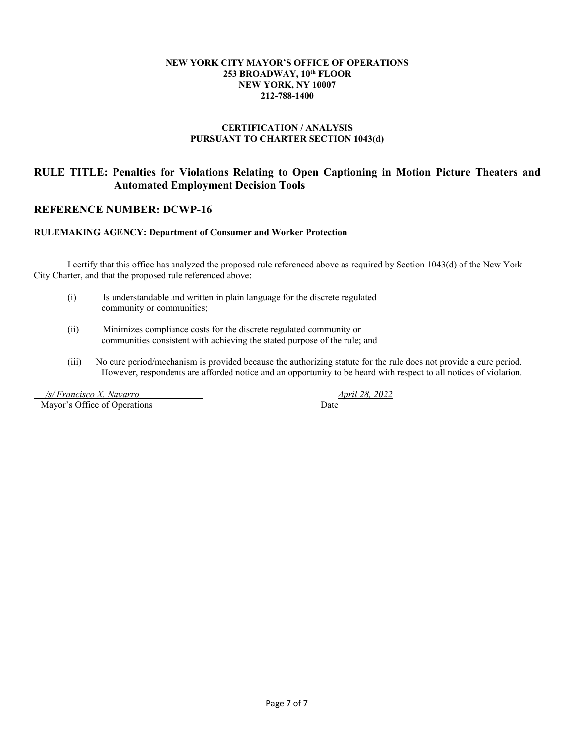**NEW YORK CITY MAYOR'S OFFICE OF OPERATIONS**
**253 BROADWAY, 10th FLOOR**
**NEW YORK, NY 10007**
**212-788-1400**

**CERTIFICATION / ANALYSIS**
**PURSUANT TO CHARTER SECTION 1043(d)**

## RULE TITLE: Penalties for Violations Relating to Open Captioning in Motion Picture Theaters and Automated Employment Decision Tools

## REFERENCE NUMBER: DCWP-16

**RULEMAKING AGENCY: Department of Consumer and Worker Protection**

I certify that this office has analyzed the proposed rule referenced above as required by Section 1043(d) of the New York City Charter, and that the proposed rule referenced above:

(i) Is understandable and written in plain language for the discrete regulated community or communities;

(ii) Minimizes compliance costs for the discrete regulated community or communities consistent with achieving the stated purpose of the rule; and

(iii) No cure period/mechanism is provided because the authorizing statute for the rule does not provide a cure period. However, respondents are afforded notice and an opportunity to be heard with respect to all notices of violation.

*/s/ Francisco X. Navarro*
Mayor's Office of Operations

*April 28, 2022*
Date